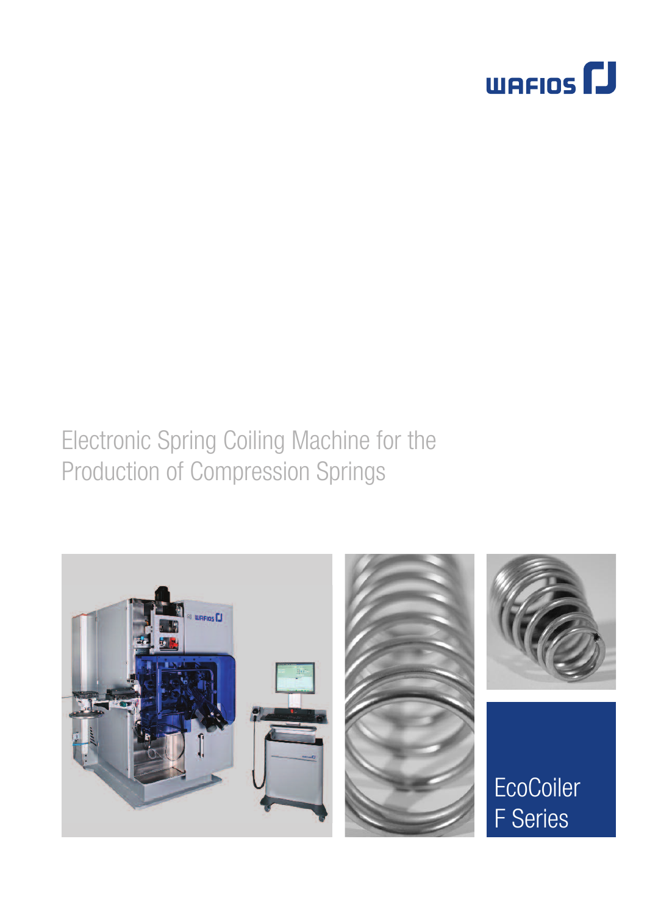WAFIOS

# Electronic Spring Coiling Machine for the Production of Compression Springs

## EcoCoiler F Series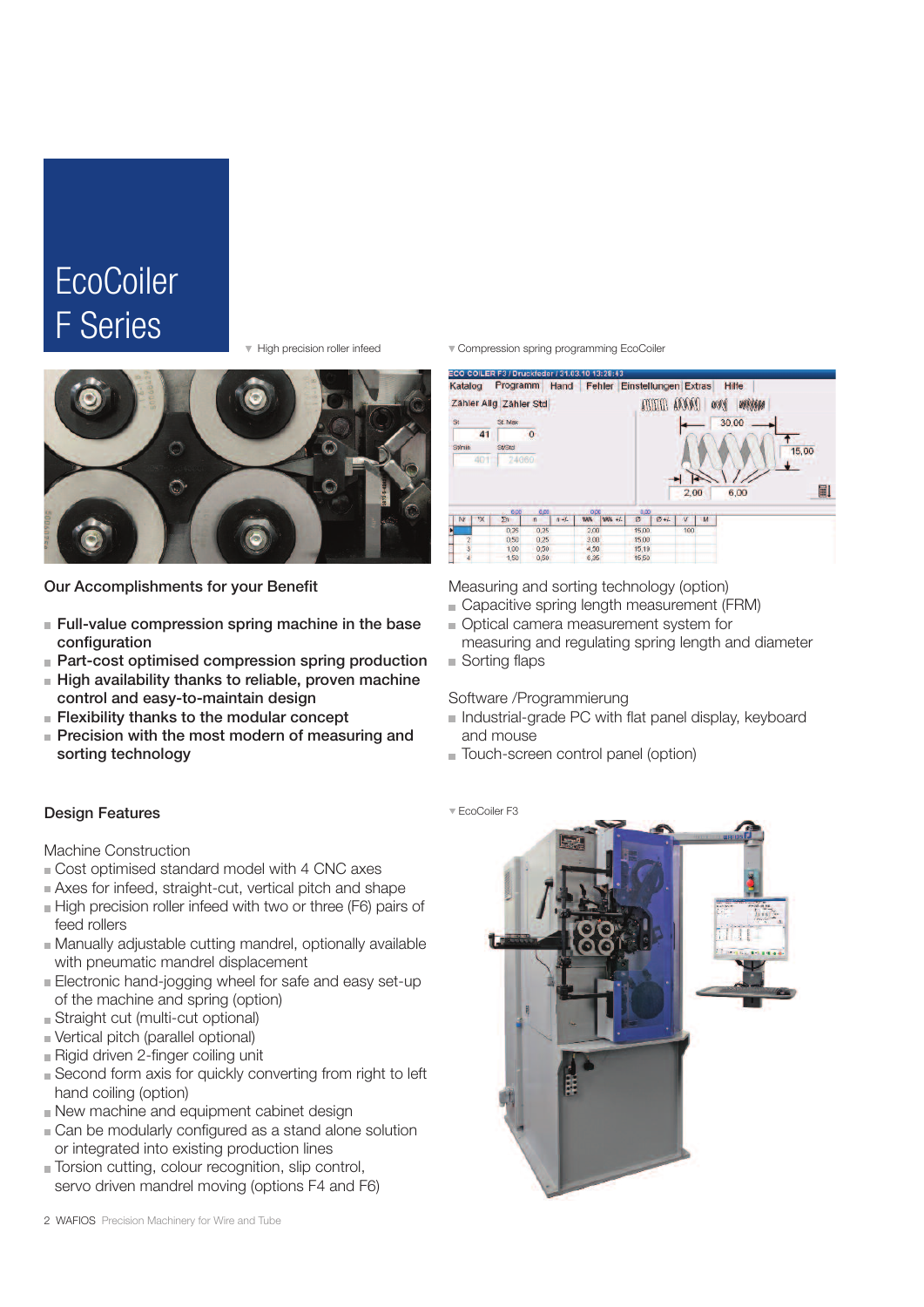# EcoCoiler F Series

▼ High precision roller infeed

▼ Compression spring programming EcoCoiler

## Our Accomplishments for your Benefit

- **Full-value compression spring machine in the base configuration**
- **Part-cost optimised compression spring production**
- **High availability thanks to reliable, proven machine control and easy-to-maintain design**
- **Flexibility thanks to the modular concept**
- **Precision with the most modern of measuring and sorting technology**

Measuring and sorting technology (option)

- Capacitive spring length measurement (FRM)
- Optical camera measurement system for measuring and regulating spring length and diameter
- Sorting flaps

Software /Programmierung

- Industrial-grade PC with flat panel display, keyboard and mouse
- Touch-screen control panel (option)

## Design Features

Machine Construction

- Cost optimised standard model with 4 CNC axes
- Axes for infeed, straight-cut, vertical pitch and shape
- High precision roller infeed with two or three (F6) pairs of feed rollers
- Manually adjustable cutting mandrel, optionally available with pneumatic mandrel displacement
- Electronic hand-jogging wheel for safe and easy set-up of the machine and spring (option)
- Straight cut (multi-cut optional)
- Vertical pitch (parallel optional)
- Rigid driven 2-finger coiling unit
- Second form axis for quickly converting from right to left hand coiling (option)
- New machine and equipment cabinet design
- Can be modularly configured as a stand alone solution or integrated into existing production lines
- Torsion cutting, colour recognition, slip control, servo driven mandrel moving (options F4 and F6)

▼ EcoCoiler F3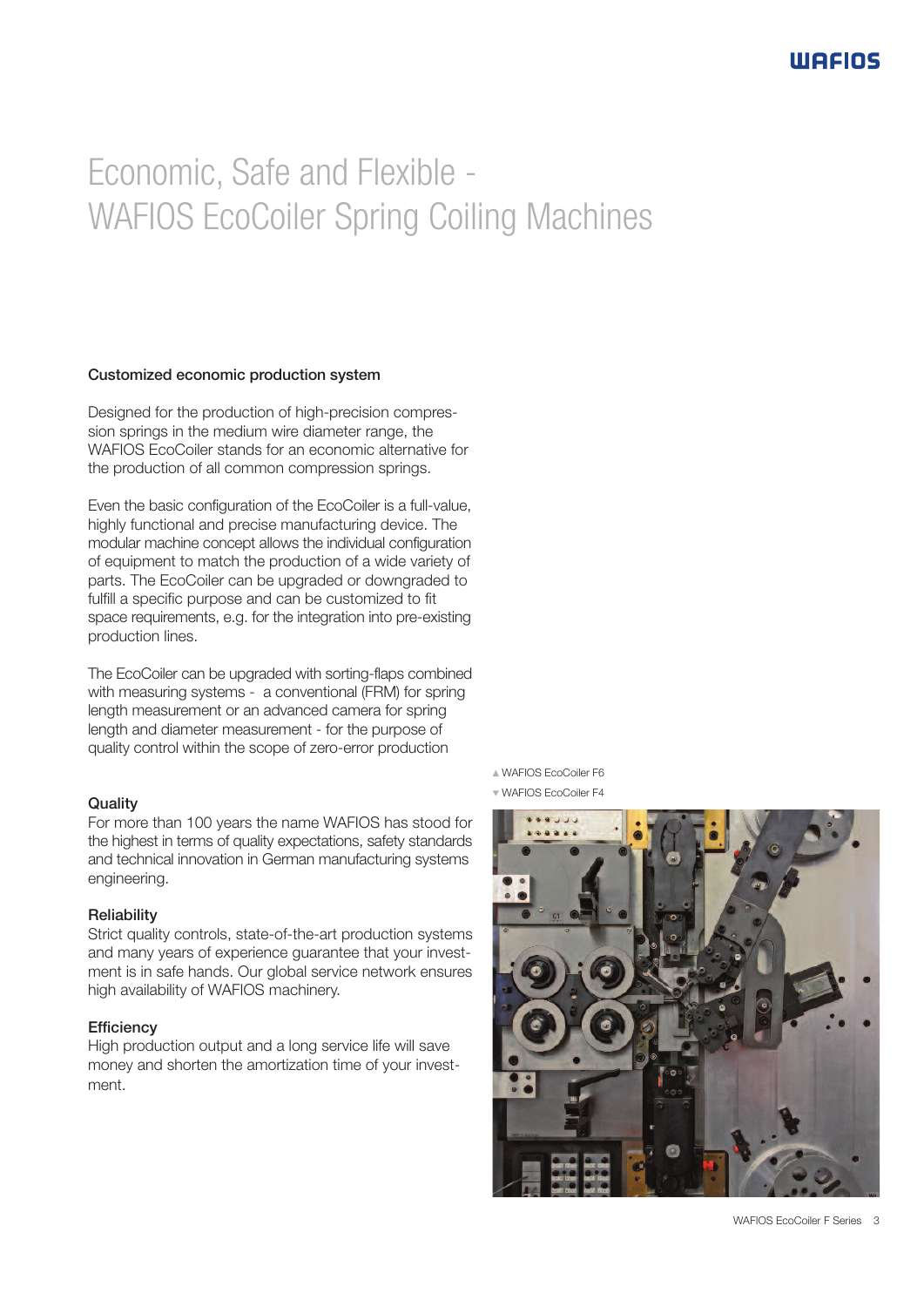# Economic, Safe and Flexible - WAFIOS EcoCoiler Spring Coiling Machines

### Customized economic production system

Designed for the production of high-precision compression springs in the medium wire diameter range, the WAFIOS EcoCoiler stands for an economic alternative for the production of all common compression springs.

Even the basic configuration of the EcoCoiler is a full-value, highly functional and precise manufacturing device. The modular machine concept allows the individual configuration of equipment to match the production of a wide variety of parts. The EcoCoiler can be upgraded or downgraded to fulfill a specific purpose and can be customized to fit space requirements, e.g. for the integration into pre-existing production lines.

The EcoCoiler can be upgraded with sorting-flaps combined with measuring systems - a conventional (FRM) for spring length measurement or an advanced camera for spring length and diameter measurement - for the purpose of quality control within the scope of zero-error production

### Quality

For more than 100 years the name WAFIOS has stood for the highest in terms of quality expectations, safety standards and technical innovation in German manufacturing systems engineering.

### Reliability

Strict quality controls, state-of-the-art production systems and many years of experience guarantee that your investment is in safe hands. Our global service network ensures high availability of WAFIOS machinery.

### Efficiency

High production output and a long service life will save money and shorten the amortization time of your investment.

▲ WAFIOS EcoCoiler F6

▼ WAFIOS EcoCoiler F4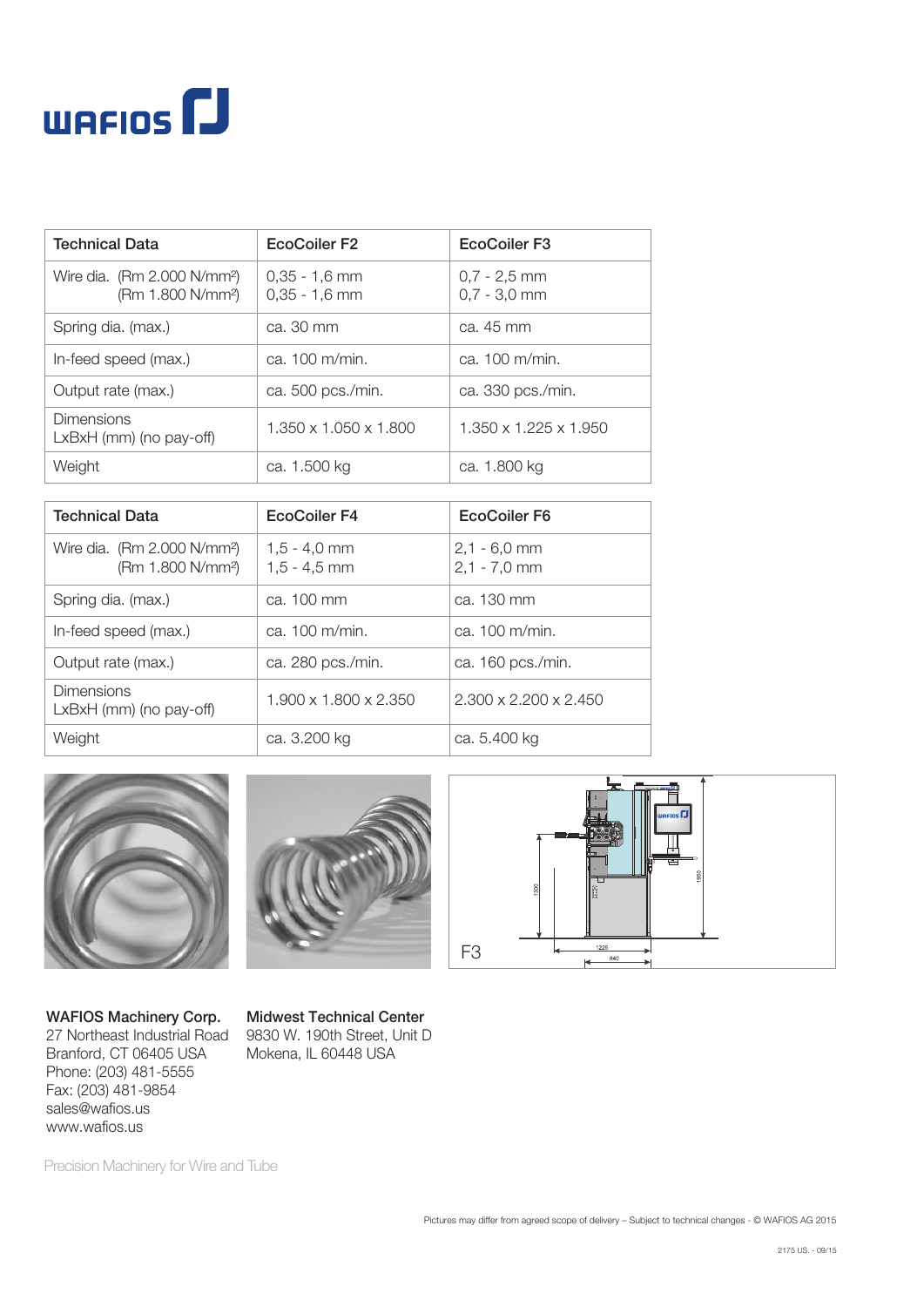| Technical Data | EcoCoiler F2 | EcoCoiler F3 |
| --- | --- | --- |
| Wire dia. (Rm 2.000 N/mm²)<br>(Rm 1.800 N/mm²) | 0,35 - 1,6 mm<br>0,35 - 1,6 mm | 0,7 - 2,5 mm<br>0,7 - 3,0 mm |
| Spring dia. (max.) | ca. 30 mm | ca. 45 mm |
| In-feed speed (max.) | ca. 100 m/min. | ca. 100 m/min. |
| Output rate (max.) | ca. 500 pcs./min. | ca. 330 pcs./min. |
| Dimensions<br>LxBxH (mm) (no pay-off) | 1.350 x 1.050 x 1.800 | 1.350 x 1.225 x 1.950 |
| Weight | ca. 1.500 kg | ca. 1.800 kg |

| Technical Data | EcoCoiler F4 | EcoCoiler F6 |
| --- | --- | --- |
| Wire dia. (Rm 2.000 N/mm²)<br>(Rm 1.800 N/mm²) | 1,5 - 4,0 mm<br>1,5 - 4,5 mm | 2,1 - 6,0 mm<br>2,1 - 7,0 mm |
| Spring dia. (max.) | ca. 100 mm | ca. 130 mm |
| In-feed speed (max.) | ca. 100 m/min. | ca. 100 m/min. |
| Output rate (max.) | ca. 280 pcs./min. | ca. 160 pcs./min. |
| Dimensions<br>LxBxH (mm) (no pay-off) | 1.900 x 1.800 x 2.350 | 2.300 x 2.200 x 2.450 |
| Weight | ca. 3.200 kg | ca. 5.400 kg |

F3

**WAFIOS Machinery Corp.**
27 Northeast Industrial Road
Branford, CT 06405 USA
Phone: (203) 481-5555
Fax: (203) 481-9854
sales@wafios.us
www.wafios.us

**Midwest Technical Center**
9830 W. 190th Street, Unit D
Mokena, IL 60448 USA

Precision Machinery for Wire and Tube

Pictures may differ from agreed scope of delivery – Subject to technical changes - © WAFIOS AG 2015

2175 US. - 09/15